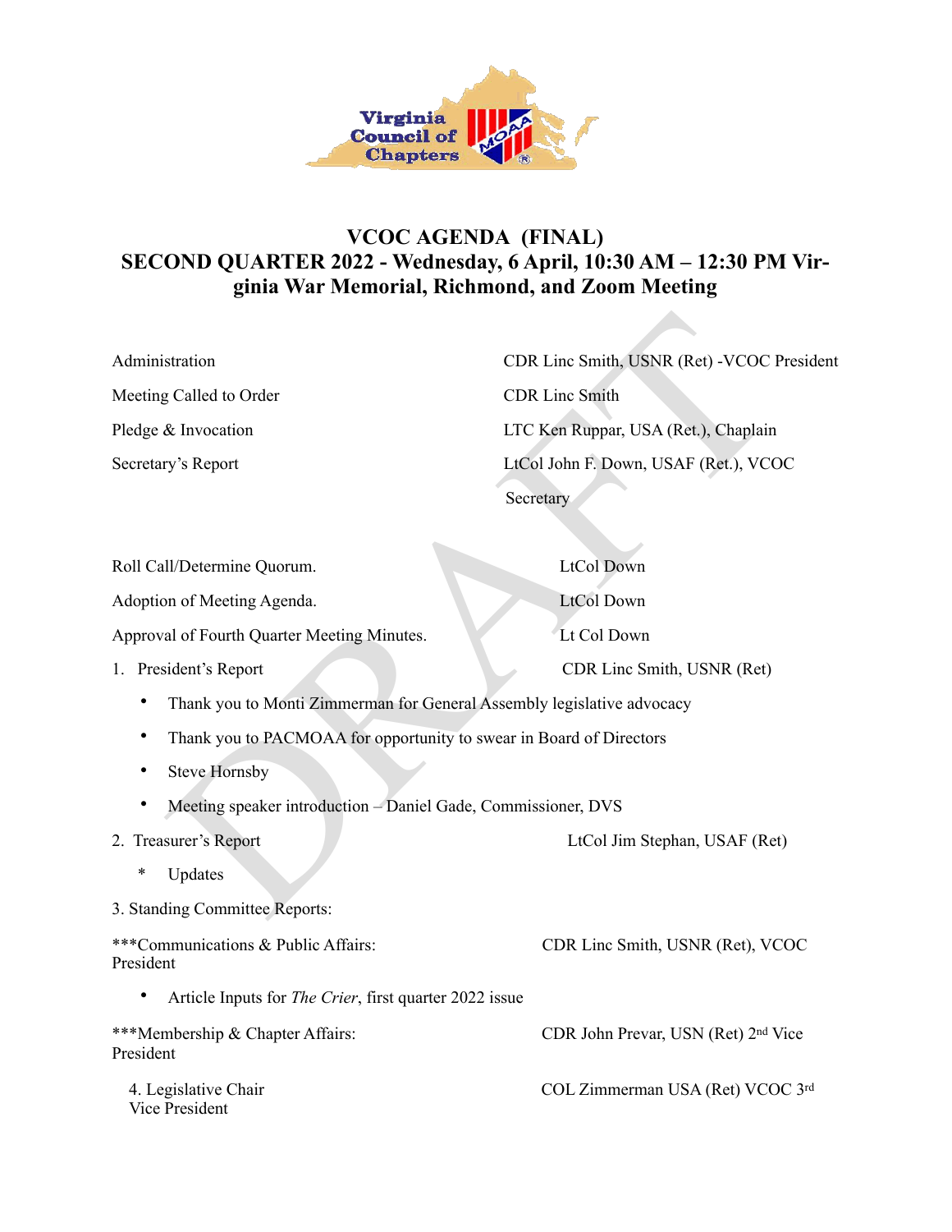# VCOC AGENDA (FINAL)
## SECOND QUARTER 2022 - Wednesday, 6 April, 10:30 AM – 12:30 PM Virginia War Memorial, Richmond, and Zoom Meeting

| | |
|---|---|
| Administration | CDR Linc Smith, USNR (Ret) -VCOC President |
| Meeting Called to Order | CDR Linc Smith |
| Pledge & Invocation | LTC Ken Ruppar, USA (Ret.), Chaplain |
| Secretary's Report | LtCol John F. Down, USAF (Ret.), VCOC Secretary |
| Roll Call/Determine Quorum. | LtCol Down |
| Adoption of Meeting Agenda. | LtCol Down |
| Approval of Fourth Quarter Meeting Minutes. | Lt Col Down |

1. President's Report — CDR Linc Smith, USNR (Ret)
   - Thank you to Monti Zimmerman for General Assembly legislative advocacy
   - Thank you to PACMOAA for opportunity to swear in Board of Directors
   - Steve Hornsby
   - Meeting speaker introduction – Daniel Gade, Commissioner, DVS

2. Treasurer's Report — LtCol Jim Stephan, USAF (Ret)
   * Updates

3. Standing Committee Reports:

***Communications & Public Affairs: — CDR Linc Smith, USNR (Ret), VCOC President

- Article Inputs for *The Crier*, first quarter 2022 issue

***Membership & Chapter Affairs: — CDR John Prevar, USN (Ret) 2nd Vice President

4. Legislative Chair — COL Zimmerman USA (Ret) VCOC 3rd Vice President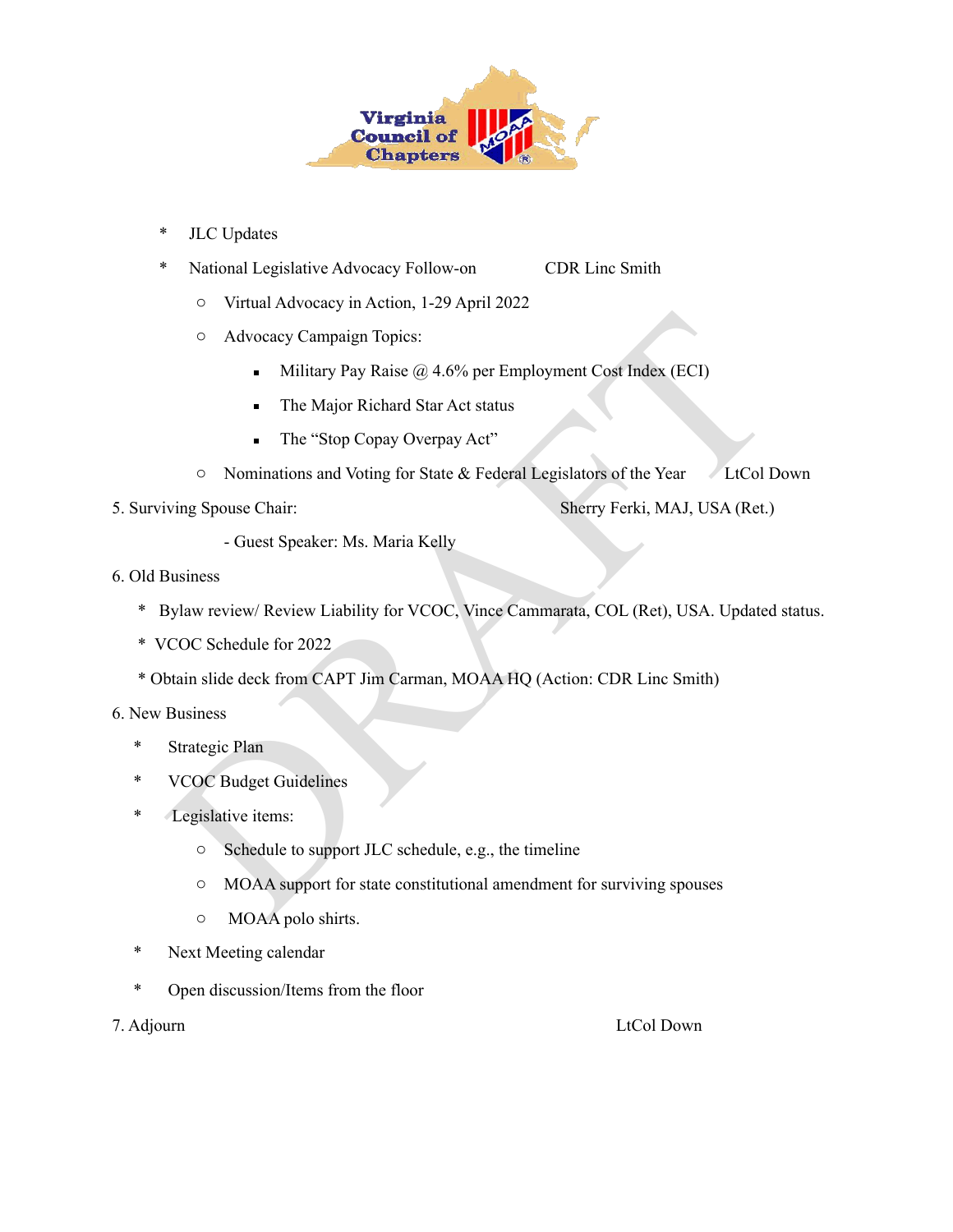- JLC Updates
- National Legislative Advocacy Follow-on CDR Linc Smith
  - Virtual Advocacy in Action, 1-29 April 2022
  - Advocacy Campaign Topics:
    - Military Pay Raise @ 4.6% per Employment Cost Index (ECI)
    - The Major Richard Star Act status
    - The "Stop Copay Overpay Act"
  - Nominations and Voting for State & Federal Legislators of the Year LtCol Down

5. Surviving Spouse Chair: Sherry Ferki, MAJ, USA (Ret.)

   - Guest Speaker: Ms. Maria Kelly

6. Old Business

   * Bylaw review/ Review Liability for VCOC, Vince Cammarata, COL (Ret), USA. Updated status.
   * VCOC Schedule for 2022
   * Obtain slide deck from CAPT Jim Carman, MOAA HQ (Action: CDR Linc Smith)

6. New Business

   * Strategic Plan
   * VCOC Budget Guidelines
   * Legislative items:
     - Schedule to support JLC schedule, e.g., the timeline
     - MOAA support for state constitutional amendment for surviving spouses
     - MOAA polo shirts.
   * Next Meeting calendar
   * Open discussion/Items from the floor

7. Adjourn LtCol Down

DRAFT